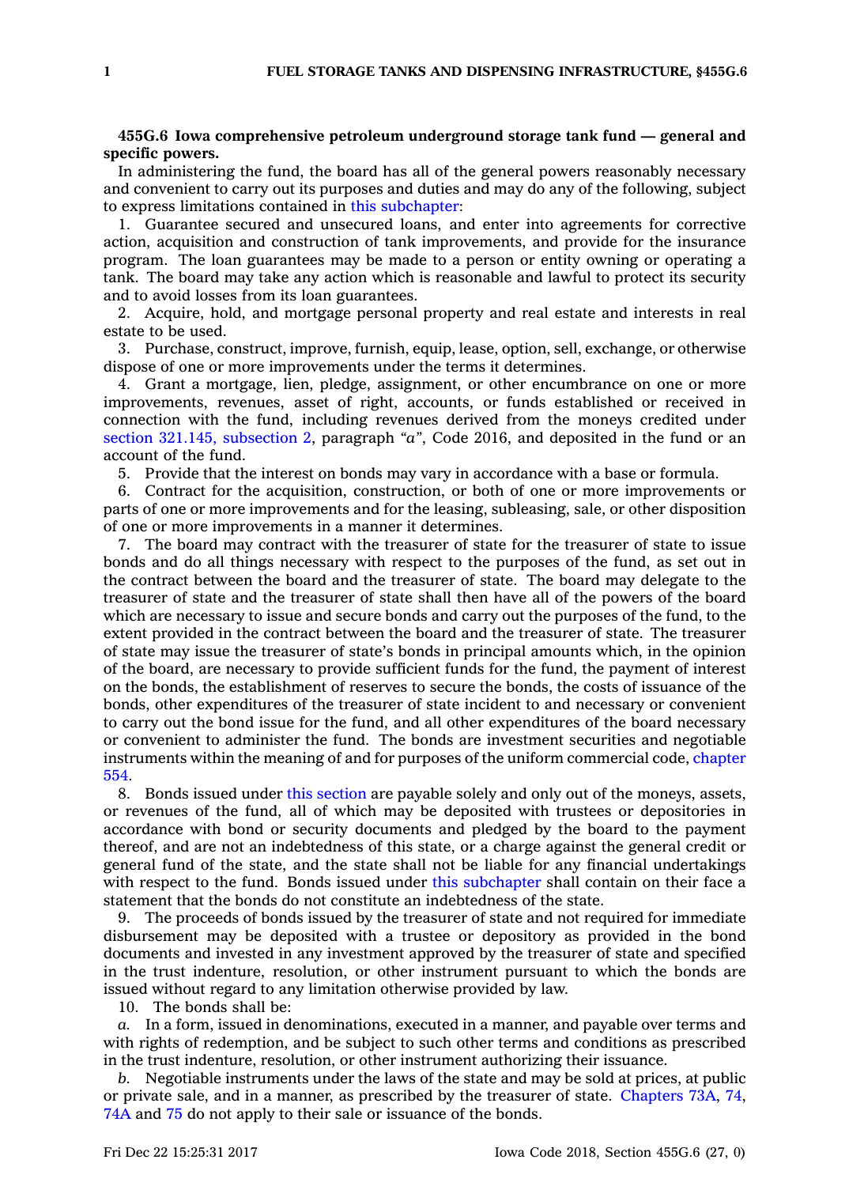**455G.6 Iowa comprehensive petroleum underground storage tank fund — general and specific powers.**

In administering the fund, the board has all of the general powers reasonably necessary and convenient to carry out its purposes and duties and may do any of the following, subject to express limitations contained in this subchapter:

1. Guarantee secured and unsecured loans, and enter into agreements for corrective action, acquisition and construction of tank improvements, and provide for the insurance program. The loan guarantees may be made to a person or entity owning or operating a tank. The board may take any action which is reasonable and lawful to protect its security and to avoid losses from its loan guarantees.

2. Acquire, hold, and mortgage personal property and real estate and interests in real estate to be used.

3. Purchase, construct, improve, furnish, equip, lease, option, sell, exchange, or otherwise dispose of one or more improvements under the terms it determines.

4. Grant a mortgage, lien, pledge, assignment, or other encumbrance on one or more improvements, revenues, asset of right, accounts, or funds established or received in connection with the fund, including revenues derived from the moneys credited under section 321.145, subsection 2, paragraph *"a"*, Code 2016, and deposited in the fund or an account of the fund.

5. Provide that the interest on bonds may vary in accordance with a base or formula.

6. Contract for the acquisition, construction, or both of one or more improvements or parts of one or more improvements and for the leasing, subleasing, sale, or other disposition of one or more improvements in a manner it determines.

7. The board may contract with the treasurer of state for the treasurer of state to issue bonds and do all things necessary with respect to the purposes of the fund, as set out in the contract between the board and the treasurer of state. The board may delegate to the treasurer of state and the treasurer of state shall then have all of the powers of the board which are necessary to issue and secure bonds and carry out the purposes of the fund, to the extent provided in the contract between the board and the treasurer of state. The treasurer of state may issue the treasurer of state's bonds in principal amounts which, in the opinion of the board, are necessary to provide sufficient funds for the fund, the payment of interest on the bonds, the establishment of reserves to secure the bonds, the costs of issuance of the bonds, other expenditures of the treasurer of state incident to and necessary or convenient to carry out the bond issue for the fund, and all other expenditures of the board necessary or convenient to administer the fund. The bonds are investment securities and negotiable instruments within the meaning of and for purposes of the uniform commercial code, chapter 554.

8. Bonds issued under this section are payable solely and only out of the moneys, assets, or revenues of the fund, all of which may be deposited with trustees or depositories in accordance with bond or security documents and pledged by the board to the payment thereof, and are not an indebtedness of this state, or a charge against the general credit or general fund of the state, and the state shall not be liable for any financial undertakings with respect to the fund. Bonds issued under this subchapter shall contain on their face a statement that the bonds do not constitute an indebtedness of the state.

9. The proceeds of bonds issued by the treasurer of state and not required for immediate disbursement may be deposited with a trustee or depository as provided in the bond documents and invested in any investment approved by the treasurer of state and specified in the trust indenture, resolution, or other instrument pursuant to which the bonds are issued without regard to any limitation otherwise provided by law.

10. The bonds shall be:

*a.* In a form, issued in denominations, executed in a manner, and payable over terms and with rights of redemption, and be subject to such other terms and conditions as prescribed in the trust indenture, resolution, or other instrument authorizing their issuance.

*b.* Negotiable instruments under the laws of the state and may be sold at prices, at public or private sale, and in a manner, as prescribed by the treasurer of state. Chapters 73A, 74, 74A and 75 do not apply to their sale or issuance of the bonds.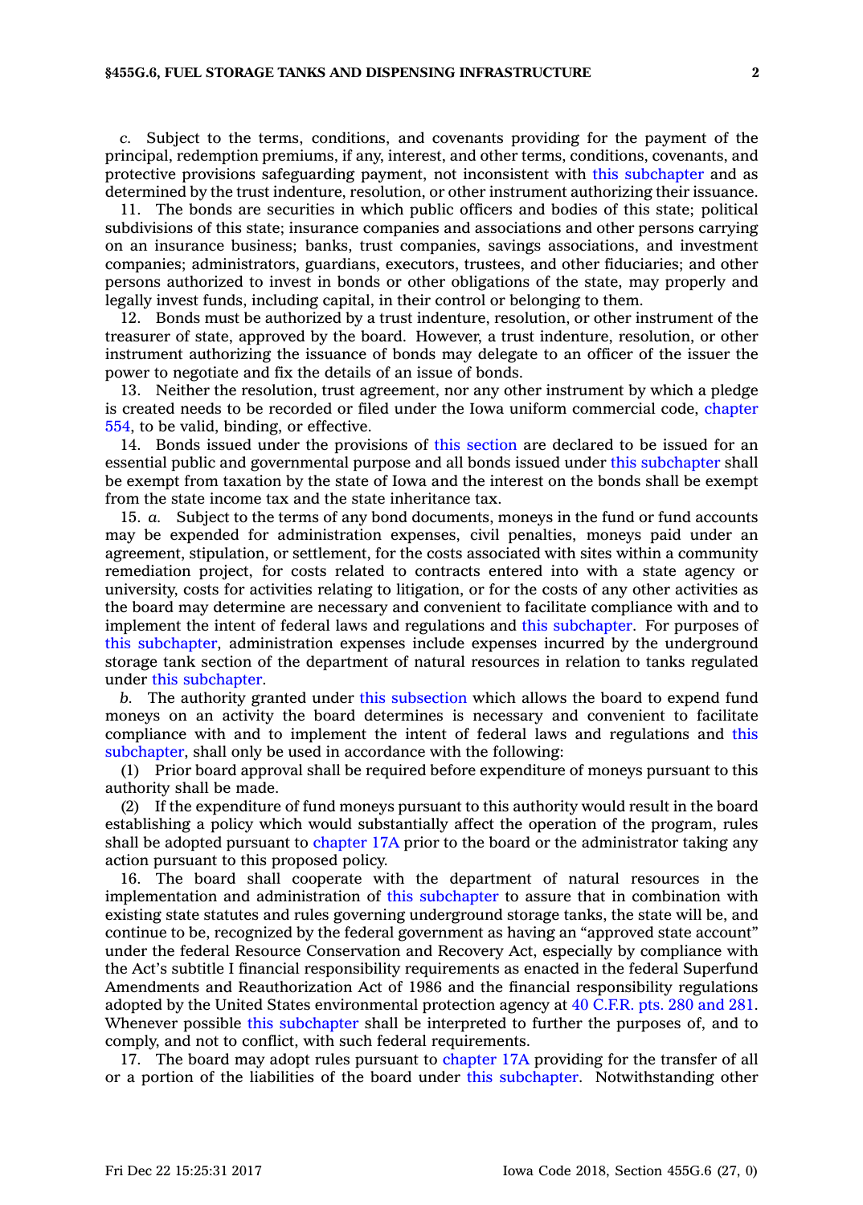*c.* Subject to the terms, conditions, and covenants providing for the payment of the principal, redemption premiums, if any, interest, and other terms, conditions, covenants, and protective provisions safeguarding payment, not inconsistent with this subchapter and as determined by the trust indenture, resolution, or other instrument authorizing their issuance.

11. The bonds are securities in which public officers and bodies of this state; political subdivisions of this state; insurance companies and associations and other persons carrying on an insurance business; banks, trust companies, savings associations, and investment companies; administrators, guardians, executors, trustees, and other fiduciaries; and other persons authorized to invest in bonds or other obligations of the state, may properly and legally invest funds, including capital, in their control or belonging to them.

12. Bonds must be authorized by a trust indenture, resolution, or other instrument of the treasurer of state, approved by the board. However, a trust indenture, resolution, or other instrument authorizing the issuance of bonds may delegate to an officer of the issuer the power to negotiate and fix the details of an issue of bonds.

13. Neither the resolution, trust agreement, nor any other instrument by which a pledge is created needs to be recorded or filed under the Iowa uniform commercial code, chapter 554, to be valid, binding, or effective.

14. Bonds issued under the provisions of this section are declared to be issued for an essential public and governmental purpose and all bonds issued under this subchapter shall be exempt from taxation by the state of Iowa and the interest on the bonds shall be exempt from the state income tax and the state inheritance tax.

15. *a.* Subject to the terms of any bond documents, moneys in the fund or fund accounts may be expended for administration expenses, civil penalties, moneys paid under an agreement, stipulation, or settlement, for the costs associated with sites within a community remediation project, for costs related to contracts entered into with a state agency or university, costs for activities relating to litigation, or for the costs of any other activities as the board may determine are necessary and convenient to facilitate compliance with and to implement the intent of federal laws and regulations and this subchapter. For purposes of this subchapter, administration expenses include expenses incurred by the underground storage tank section of the department of natural resources in relation to tanks regulated under this subchapter.

*b.* The authority granted under this subsection which allows the board to expend fund moneys on an activity the board determines is necessary and convenient to facilitate compliance with and to implement the intent of federal laws and regulations and this subchapter, shall only be used in accordance with the following:

(1) Prior board approval shall be required before expenditure of moneys pursuant to this authority shall be made.

(2) If the expenditure of fund moneys pursuant to this authority would result in the board establishing a policy which would substantially affect the operation of the program, rules shall be adopted pursuant to chapter 17A prior to the board or the administrator taking any action pursuant to this proposed policy.

16. The board shall cooperate with the department of natural resources in the implementation and administration of this subchapter to assure that in combination with existing state statutes and rules governing underground storage tanks, the state will be, and continue to be, recognized by the federal government as having an "approved state account" under the federal Resource Conservation and Recovery Act, especially by compliance with the Act's subtitle I financial responsibility requirements as enacted in the federal Superfund Amendments and Reauthorization Act of 1986 and the financial responsibility regulations adopted by the United States environmental protection agency at 40 C.F.R. pts. 280 and 281. Whenever possible this subchapter shall be interpreted to further the purposes of, and to comply, and not to conflict, with such federal requirements.

17. The board may adopt rules pursuant to chapter 17A providing for the transfer of all or a portion of the liabilities of the board under this subchapter. Notwithstanding other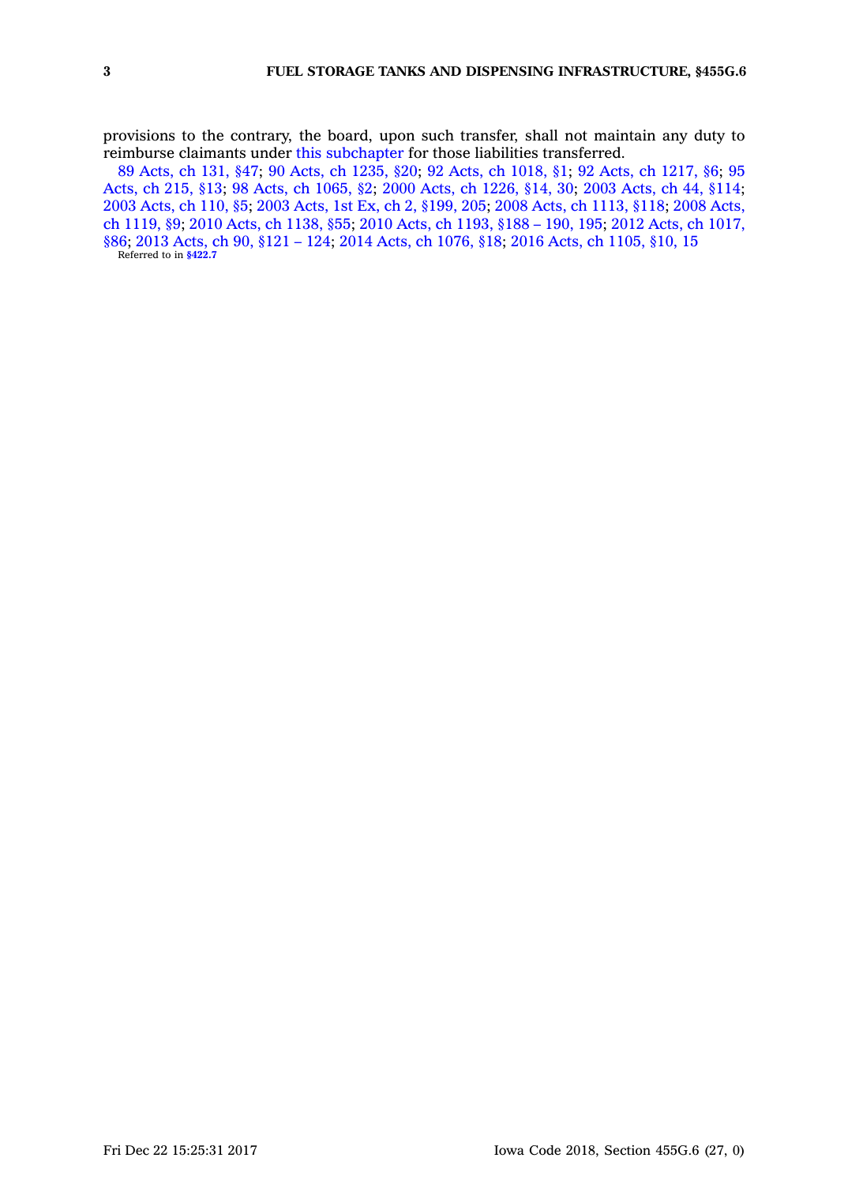provisions to the contrary, the board, upon such transfer, shall not maintain any duty to reimburse claimants under this subchapter for those liabilities transferred.

89 Acts, ch 131, §47; 90 Acts, ch 1235, §20; 92 Acts, ch 1018, §1; 92 Acts, ch 1217, §6; 95 Acts, ch 215, §13; 98 Acts, ch 1065, §2; 2000 Acts, ch 1226, §14, 30; 2003 Acts, ch 44, §114; 2003 Acts, ch 110, §5; 2003 Acts, 1st Ex, ch 2, §199, 205; 2008 Acts, ch 1113, §118; 2008 Acts, ch 1119, §9; 2010 Acts, ch 1138, §55; 2010 Acts, ch 1193, §188 – 190, 195; 2012 Acts, ch 1017, §86; 2013 Acts, ch 90, §121 – 124; 2014 Acts, ch 1076, §18; 2016 Acts, ch 1105, §10, 15

Referred to in **§422.7**